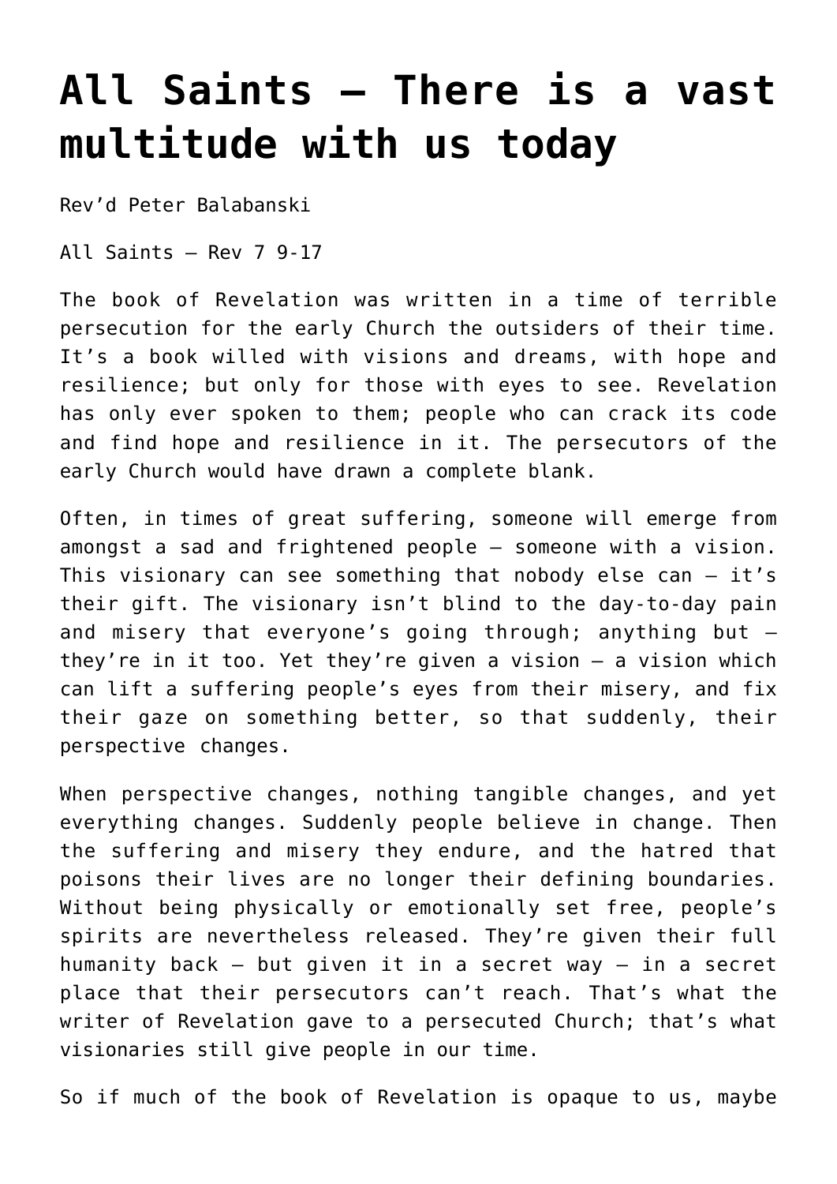# All Saints – There is a vast multitude with us today

Rev'd Peter Balabanski

All Saints – Rev 7 9-17

The book of Revelation was written in a time of terrible persecution for the early Church the outsiders of their time. It's a book willed with visions and dreams, with hope and resilience; but only for those with eyes to see. Revelation has only ever spoken to them; people who can crack its code and find hope and resilience in it. The persecutors of the early Church would have drawn a complete blank.

Often, in times of great suffering, someone will emerge from amongst a sad and frightened people – someone with a vision. This visionary can see something that nobody else can – it's their gift. The visionary isn't blind to the day-to-day pain and misery that everyone's going through; anything but – they're in it too. Yet they're given a vision – a vision which can lift a suffering people's eyes from their misery, and fix their gaze on something better, so that suddenly, their perspective changes.

When perspective changes, nothing tangible changes, and yet everything changes. Suddenly people believe in change. Then the suffering and misery they endure, and the hatred that poisons their lives are no longer their defining boundaries. Without being physically or emotionally set free, people's spirits are nevertheless released. They're given their full humanity back – but given it in a secret way – in a secret place that their persecutors can't reach. That's what the writer of Revelation gave to a persecuted Church; that's what visionaries still give people in our time.

So if much of the book of Revelation is opaque to us, maybe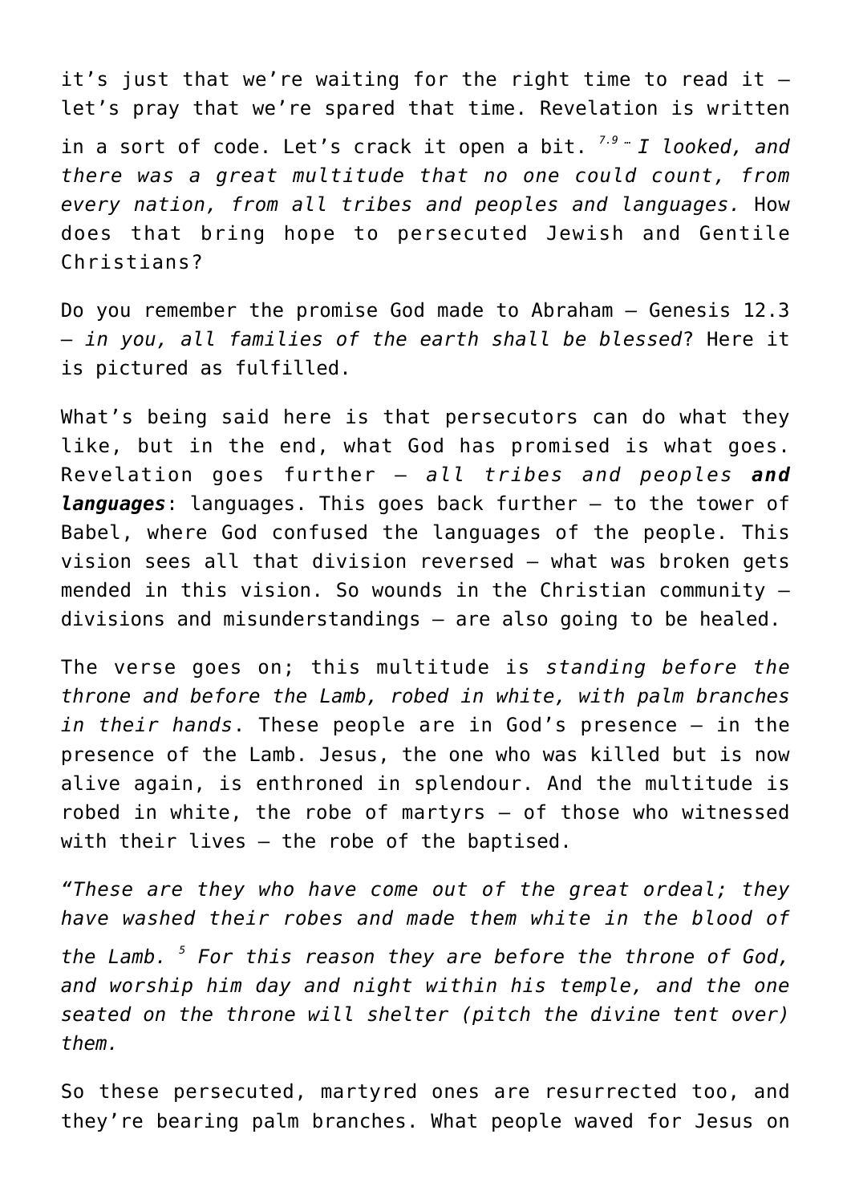it's just that we're waiting for the right time to read it – let's pray that we're spared that time. Revelation is written in a sort of code. Let's crack it open a bit. [7.9] *… I looked, and there was a great multitude that no one could count, from every nation, from all tribes and peoples and languages.* How does that bring hope to persecuted Jewish and Gentile Christians?

Do you remember the promise God made to Abraham – Genesis 12.3 – *in you, all families of the earth shall be blessed*? Here it is pictured as fulfilled.

What's being said here is that persecutors can do what they like, but in the end, what God has promised is what goes. Revelation goes further – *all tribes and peoples **and languages***: languages. This goes back further – to the tower of Babel, where God confused the languages of the people. This vision sees all that division reversed – what was broken gets mended in this vision. So wounds in the Christian community – divisions and misunderstandings – are also going to be healed.

The verse goes on; this multitude is *standing before the throne and before the Lamb, robed in white, with palm branches in their hands*. These people are in God's presence – in the presence of the Lamb. Jesus, the one who was killed but is now alive again, is enthroned in splendour. And the multitude is robed in white, the robe of martyrs – of those who witnessed with their lives – the robe of the baptised.

*"These are they who have come out of the great ordeal; they have washed their robes and made them white in the blood of the Lamb. [5] For this reason they are before the throne of God, and worship him day and night within his temple, and the one seated on the throne will shelter (pitch the divine tent over) them.*

So these persecuted, martyred ones are resurrected too, and they're bearing palm branches. What people waved for Jesus on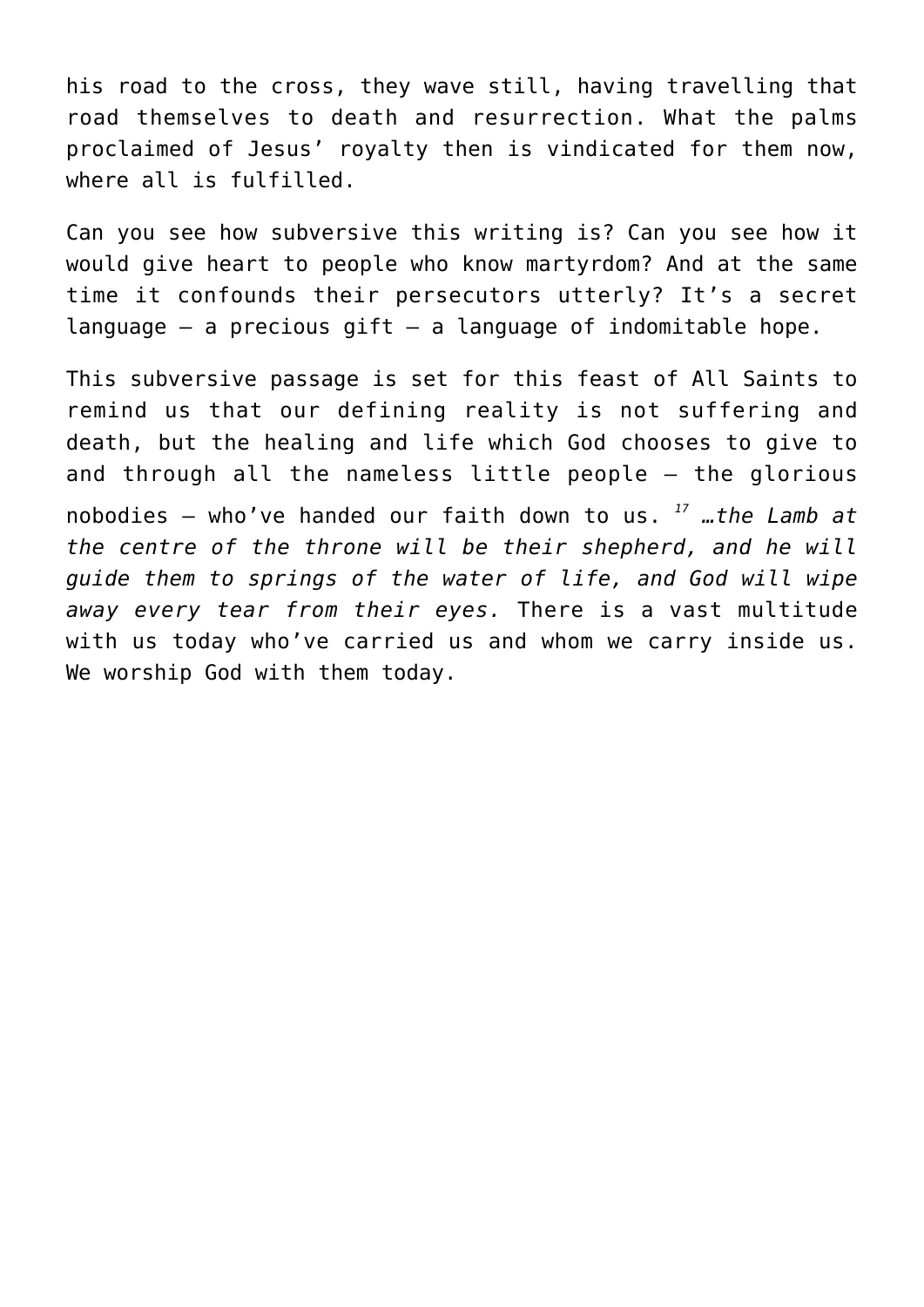his road to the cross, they wave still, having travelling that road themselves to death and resurrection. What the palms proclaimed of Jesus' royalty then is vindicated for them now, where all is fulfilled.

Can you see how subversive this writing is? Can you see how it would give heart to people who know martyrdom? And at the same time it confounds their persecutors utterly? It's a secret language – a precious gift – a language of indomitable hope.

This subversive passage is set for this feast of All Saints to remind us that our defining reality is not suffering and death, but the healing and life which God chooses to give to and through all the nameless little people – the glorious nobodies – who've handed our faith down to us. [17] *…the Lamb at the centre of the throne will be their shepherd, and he will guide them to springs of the water of life, and God will wipe away every tear from their eyes.* There is a vast multitude with us today who've carried us and whom we carry inside us. We worship God with them today.